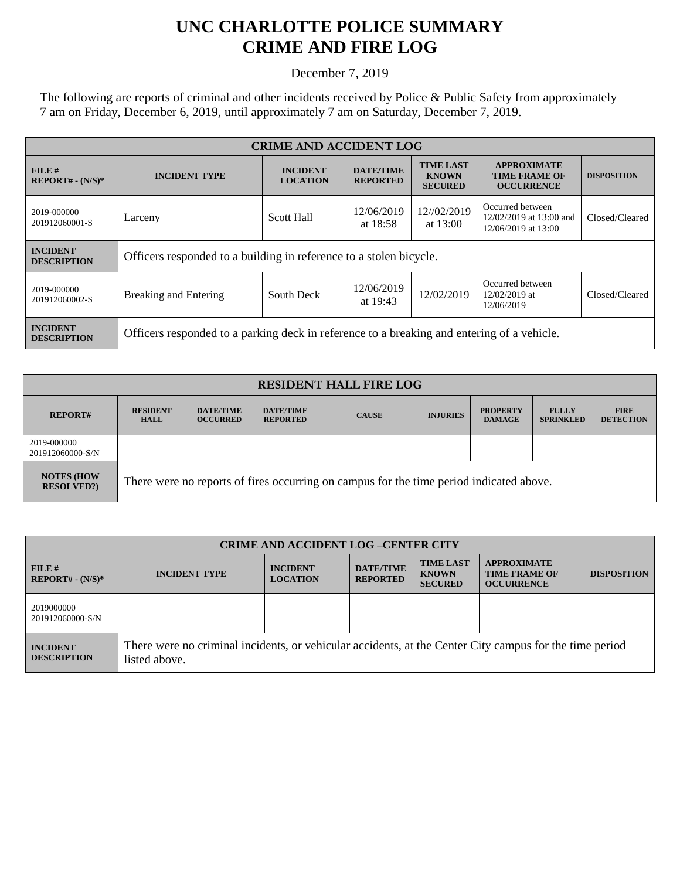# UNC CHARLOTTE POLICE SUMMARY
# CRIME AND FIRE LOG

December 7, 2019

The following are reports of criminal and other incidents received by Police & Public Safety from approximately 7 am on Friday, December 6, 2019, until approximately 7 am on Saturday, December 7, 2019.

| CRIME AND ACCIDENT LOG | | | | | | |
|---|---|---|---|---|---|---|
| **FILE # REPORT# - (N/S)*** | **INCIDENT TYPE** | **INCIDENT LOCATION** | **DATE/TIME REPORTED** | **TIME LAST KNOWN SECURED** | **APPROXIMATE TIME FRAME OF OCCURRENCE** | **DISPOSITION** |
| 2019-000000 201912060001-S | Larceny | Scott Hall | 12/06/2019 at 18:58 | 12//02/2019 at 13:00 | Occurred between 12/02/2019 at 13:00 and 12/06/2019 at 13:00 | Closed/Cleared |
| **INCIDENT DESCRIPTION** | Officers responded to a building in reference to a stolen bicycle. | | | | | |
| 2019-000000 201912060002-S | Breaking and Entering | South Deck | 12/06/2019 at 19:43 | 12/02/2019 | Occurred between 12/02/2019 at 12/06/2019 | Closed/Cleared |
| **INCIDENT DESCRIPTION** | Officers responded to a parking deck in reference to a breaking and entering of a vehicle. | | | | | |

| RESIDENT HALL FIRE LOG | | | | | | | | |
|---|---|---|---|---|---|---|---|---|
| **REPORT#** | **RESIDENT HALL** | **DATE/TIME OCCURRED** | **DATE/TIME REPORTED** | **CAUSE** | **INJURIES** | **PROPERTY DAMAGE** | **FULLY SPRINKLED** | **FIRE DETECTION** |
| 2019-000000 201912060000-S/N | | | | | | | | |
| **NOTES (HOW RESOLVED?)** | There were no reports of fires occurring on campus for the time period indicated above. | | | | | | | |

| CRIME AND ACCIDENT LOG –CENTER CITY | | | | | | |
|---|---|---|---|---|---|---|
| **FILE # REPORT# - (N/S)*** | **INCIDENT TYPE** | **INCIDENT LOCATION** | **DATE/TIME REPORTED** | **TIME LAST KNOWN SECURED** | **APPROXIMATE TIME FRAME OF OCCURRENCE** | **DISPOSITION** |
| 2019000000 201912060000-S/N | | | | | | |
| **INCIDENT DESCRIPTION** | There were no criminal incidents, or vehicular accidents, at the Center City campus for the time period listed above. | | | | | |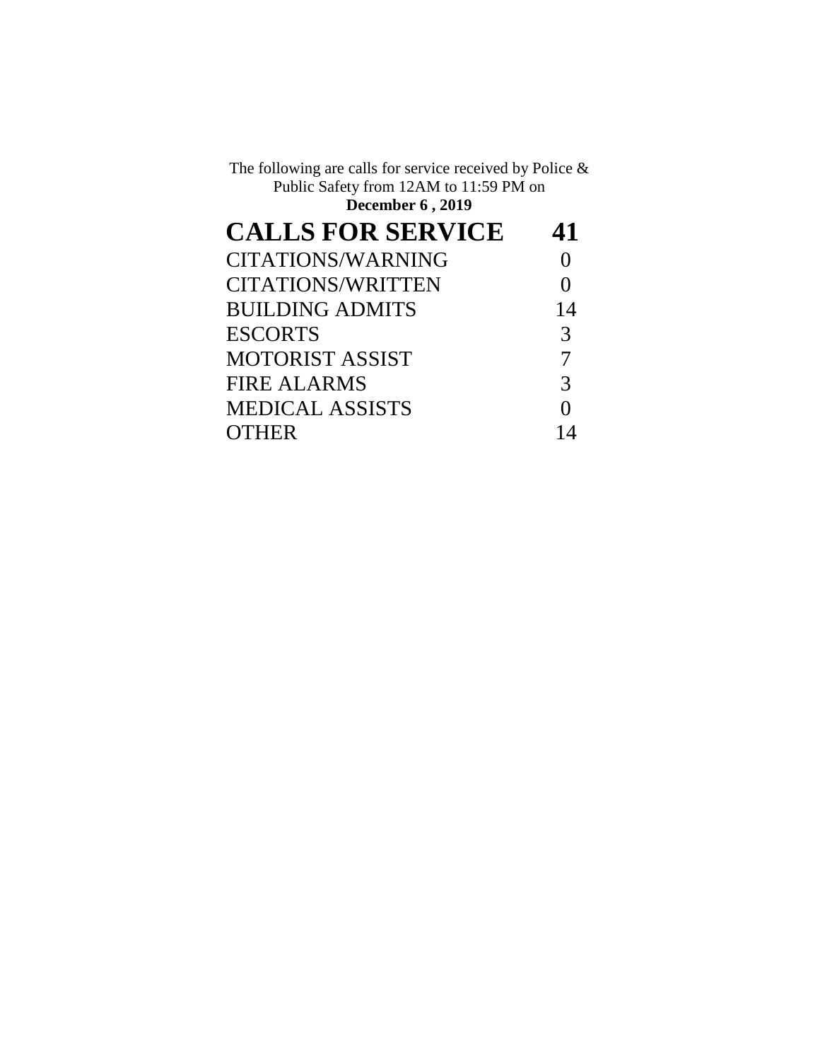The following are calls for service received by Police & Public Safety from 12AM to 11:59 PM on

**December 6 , 2019**

| | |
|---|---|
| **CALLS FOR SERVICE** | **41** |
| CITATIONS/WARNING | 0 |
| CITATIONS/WRITTEN | 0 |
| BUILDING ADMITS | 14 |
| ESCORTS | 3 |
| MOTORIST ASSIST | 7 |
| FIRE ALARMS | 3 |
| MEDICAL ASSISTS | 0 |
| OTHER | 14 |